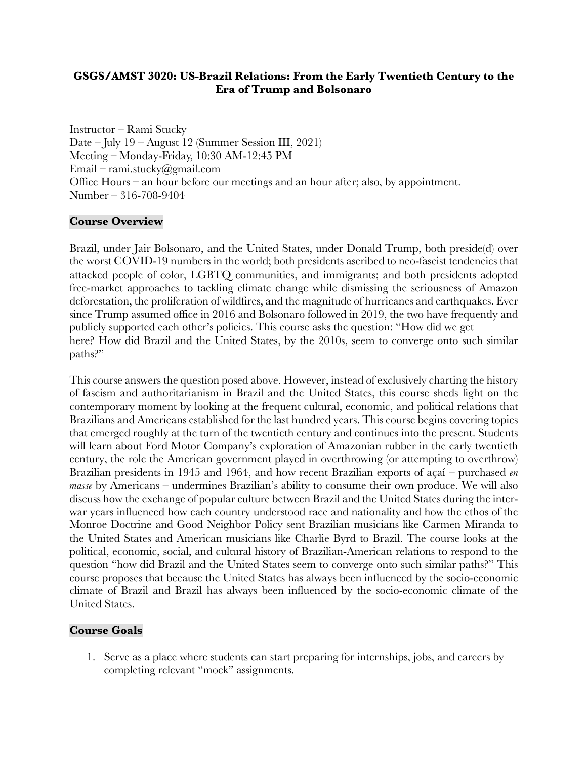# GSGS/AMST 3020: US-Brazil Relations: From the Early Twentieth Century to the Era of Trump and Bolsonaro

Instructor – Rami Stucky
Date – July 19 – August 12 (Summer Session III, 2021)
Meeting – Monday-Friday, 10:30 AM-12:45 PM
Email – rami.stucky@gmail.com
Office Hours – an hour before our meetings and an hour after; also, by appointment.
Number – 316-708-9404

## Course Overview

Brazil, under Jair Bolsonaro, and the United States, under Donald Trump, both preside(d) over the worst COVID-19 numbers in the world; both presidents ascribed to neo-fascist tendencies that attacked people of color, LGBTQ communities, and immigrants; and both presidents adopted free-market approaches to tackling climate change while dismissing the seriousness of Amazon deforestation, the proliferation of wildfires, and the magnitude of hurricanes and earthquakes. Ever since Trump assumed office in 2016 and Bolsonaro followed in 2019, the two have frequently and publicly supported each other's policies. This course asks the question: "How did we get here? How did Brazil and the United States, by the 2010s, seem to converge onto such similar paths?"

This course answers the question posed above. However, instead of exclusively charting the history of fascism and authoritarianism in Brazil and the United States, this course sheds light on the contemporary moment by looking at the frequent cultural, economic, and political relations that Brazilians and Americans established for the last hundred years. This course begins covering topics that emerged roughly at the turn of the twentieth century and continues into the present. Students will learn about Ford Motor Company's exploration of Amazonian rubber in the early twentieth century, the role the American government played in overthrowing (or attempting to overthrow) Brazilian presidents in 1945 and 1964, and how recent Brazilian exports of açaí – purchased *en masse* by Americans – undermines Brazilian's ability to consume their own produce. We will also discuss how the exchange of popular culture between Brazil and the United States during the inter-war years influenced how each country understood race and nationality and how the ethos of the Monroe Doctrine and Good Neighbor Policy sent Brazilian musicians like Carmen Miranda to the United States and American musicians like Charlie Byrd to Brazil. The course looks at the political, economic, social, and cultural history of Brazilian-American relations to respond to the question "how did Brazil and the United States seem to converge onto such similar paths?" This course proposes that because the United States has always been influenced by the socio-economic climate of Brazil and Brazil has always been influenced by the socio-economic climate of the United States.

## Course Goals

1. Serve as a place where students can start preparing for internships, jobs, and careers by completing relevant "mock" assignments.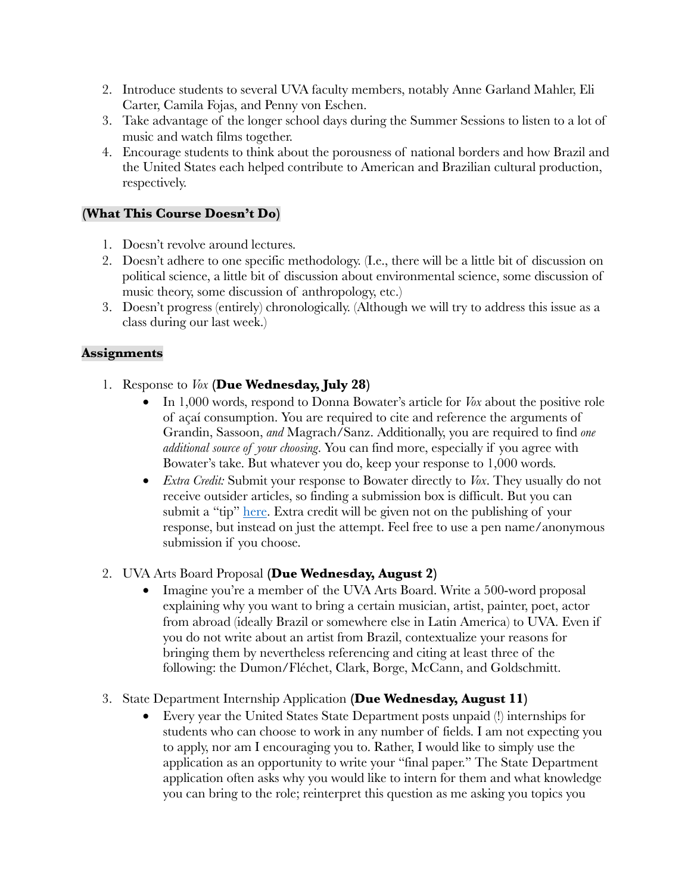2. Introduce students to several UVA faculty members, notably Anne Garland Mahler, Eli Carter, Camila Fojas, and Penny von Eschen.
3. Take advantage of the longer school days during the Summer Sessions to listen to a lot of music and watch films together.
4. Encourage students to think about the porousness of national borders and how Brazil and the United States each helped contribute to American and Brazilian cultural production, respectively.

### (What This Course Doesn't Do)

1. Doesn't revolve around lectures.
2. Doesn't adhere to one specific methodology. (I.e., there will be a little bit of discussion on political science, a little bit of discussion about environmental science, some discussion of music theory, some discussion of anthropology, etc.)
3. Doesn't progress (entirely) chronologically. (Although we will try to address this issue as a class during our last week.)

### Assignments

1. Response to *Vox* **(Due Wednesday, July 28)**
   - In 1,000 words, respond to Donna Bowater's article for *Vox* about the positive role of açaí consumption. You are required to cite and reference the arguments of Grandin, Sassoon, *and* Magrach/Sanz. Additionally, you are required to find *one additional source of your choosing*. You can find more, especially if you agree with Bowater's take. But whatever you do, keep your response to 1,000 words.
   - *Extra Credit:* Submit your response to Bowater directly to *Vox*. They usually do not receive outsider articles, so finding a submission box is difficult. But you can submit a "tip" here. Extra credit will be given not on the publishing of your response, but instead on just the attempt. Feel free to use a pen name/anonymous submission if you choose.

2. UVA Arts Board Proposal **(Due Wednesday, August 2)**
   - Imagine you're a member of the UVA Arts Board. Write a 500-word proposal explaining why you want to bring a certain musician, artist, painter, poet, actor from abroad (ideally Brazil or somewhere else in Latin America) to UVA. Even if you do not write about an artist from Brazil, contextualize your reasons for bringing them by nevertheless referencing and citing at least three of the following: the Dumon/Fléchet, Clark, Borge, McCann, and Goldschmitt.

3. State Department Internship Application **(Due Wednesday, August 11)**
   - Every year the United States State Department posts unpaid (!) internships for students who can choose to work in any number of fields. I am not expecting you to apply, nor am I encouraging you to. Rather, I would like to simply use the application as an opportunity to write your "final paper." The State Department application often asks why you would like to intern for them and what knowledge you can bring to the role; reinterpret this question as me asking you topics you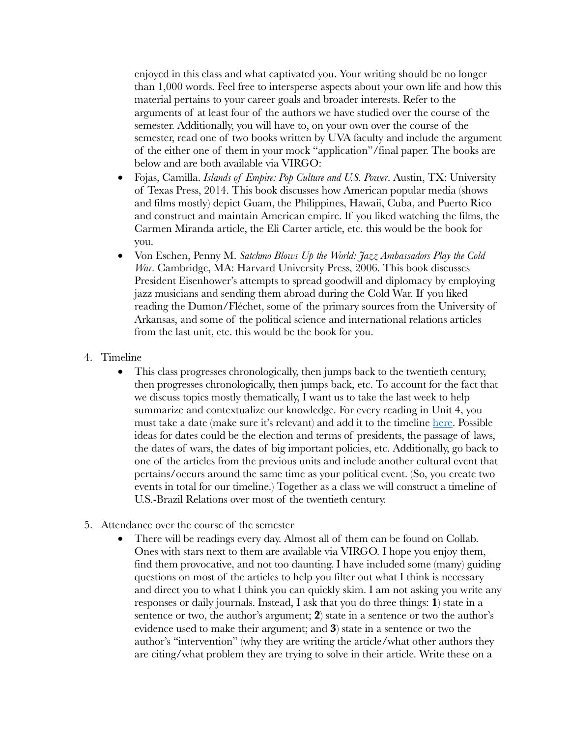enjoyed in this class and what captivated you. Your writing should be no longer than 1,000 words. Feel free to intersperse aspects about your own life and how this material pertains to your career goals and broader interests. Refer to the arguments of at least four of the authors we have studied over the course of the semester. Additionally, you will have to, on your own over the course of the semester, read one of two books written by UVA faculty and include the argument of the either one of them in your mock "application"/final paper. The books are below and are both available via VIRGO:

- Fojas, Camilla. *Islands of Empire: Pop Culture and U.S. Power*. Austin, TX: University of Texas Press, 2014. This book discusses how American popular media (shows and films mostly) depict Guam, the Philippines, Hawaii, Cuba, and Puerto Rico and construct and maintain American empire. If you liked watching the films, the Carmen Miranda article, the Eli Carter article, etc. this would be the book for you.
- Von Eschen, Penny M. *Satchmo Blows Up the World: Jazz Ambassadors Play the Cold War*. Cambridge, MA: Harvard University Press, 2006. This book discusses President Eisenhower's attempts to spread goodwill and diplomacy by employing jazz musicians and sending them abroad during the Cold War. If you liked reading the Dumon/Fléchet, some of the primary sources from the University of Arkansas, and some of the political science and international relations articles from the last unit, etc. this would be the book for you.

4. Timeline
   - This class progresses chronologically, then jumps back to the twentieth century, then progresses chronologically, then jumps back, etc. To account for the fact that we discuss topics mostly thematically, I want us to take the last week to help summarize and contextualize our knowledge. For every reading in Unit 4, you must take a date (make sure it's relevant) and add it to the timeline here. Possible ideas for dates could be the election and terms of presidents, the passage of laws, the dates of wars, the dates of big important policies, etc. Additionally, go back to one of the articles from the previous units and include another cultural event that pertains/occurs around the same time as your political event. (So, you create two events in total for our timeline.) Together as a class we will construct a timeline of U.S.-Brazil Relations over most of the twentieth century.

5. Attendance over the course of the semester
   - There will be readings every day. Almost all of them can be found on Collab. Ones with stars next to them are available via VIRGO. I hope you enjoy them, find them provocative, and not too daunting. I have included some (many) guiding questions on most of the articles to help you filter out what I think is necessary and direct you to what I think you can quickly skim. I am not asking you write any responses or daily journals. Instead, I ask that you do three things: **1**) state in a sentence or two, the author's argument; **2**) state in a sentence or two the author's evidence used to make their argument; and **3**) state in a sentence or two the author's "intervention" (why they are writing the article/what other authors they are citing/what problem they are trying to solve in their article. Write these on a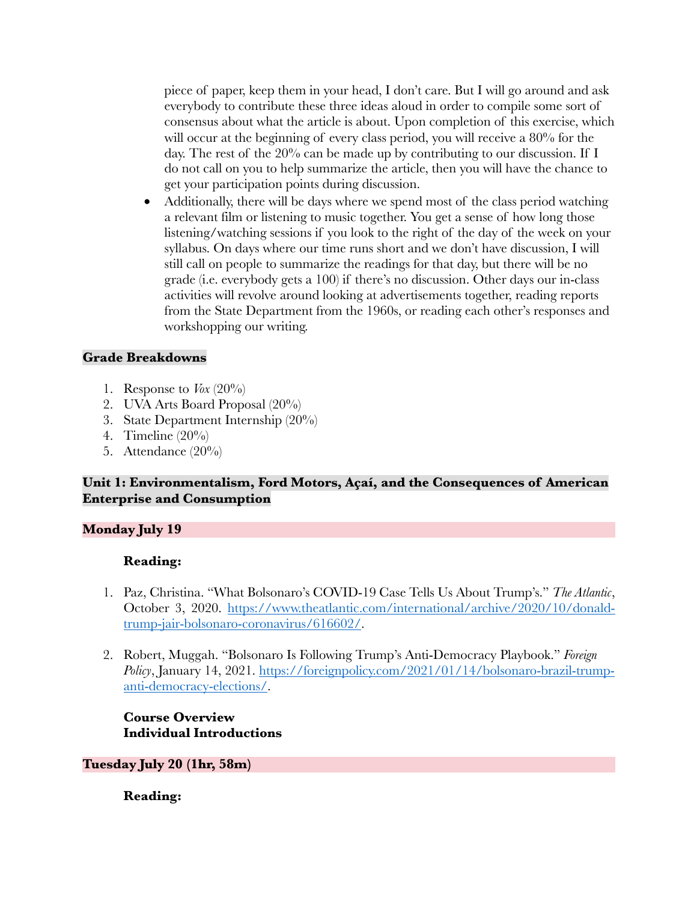piece of paper, keep them in your head, I don't care. But I will go around and ask everybody to contribute these three ideas aloud in order to compile some sort of consensus about what the article is about. Upon completion of this exercise, which will occur at the beginning of every class period, you will receive a 80% for the day. The rest of the 20% can be made up by contributing to our discussion. If I do not call on you to help summarize the article, then you will have the chance to get your participation points during discussion.

- Additionally, there will be days where we spend most of the class period watching a relevant film or listening to music together. You get a sense of how long those listening/watching sessions if you look to the right of the day of the week on your syllabus. On days where our time runs short and we don't have discussion, I will still call on people to summarize the readings for that day, but there will be no grade (i.e. everybody gets a 100) if there's no discussion. Other days our in-class activities will revolve around looking at advertisements together, reading reports from the State Department from the 1960s, or reading each other's responses and workshopping our writing.

**Grade Breakdowns**

1. Response to *Vox* (20%)
2. UVA Arts Board Proposal (20%)
3. State Department Internship (20%)
4. Timeline (20%)
5. Attendance (20%)

**Unit 1: Environmentalism, Ford Motors, Açaí, and the Consequences of American Enterprise and Consumption**

**Monday July 19**

**Reading:**

1. Paz, Christina. "What Bolsonaro's COVID-19 Case Tells Us About Trump's." *The Atlantic*, October 3, 2020. https://www.theatlantic.com/international/archive/2020/10/donald-trump-jair-bolsonaro-coronavirus/616602/.

2. Robert, Muggah. "Bolsonaro Is Following Trump's Anti-Democracy Playbook." *Foreign Policy*, January 14, 2021. https://foreignpolicy.com/2021/01/14/bolsonaro-brazil-trump-anti-democracy-elections/.

**Course Overview**
**Individual Introductions**

**Tuesday July 20 (1hr, 58m)**

**Reading:**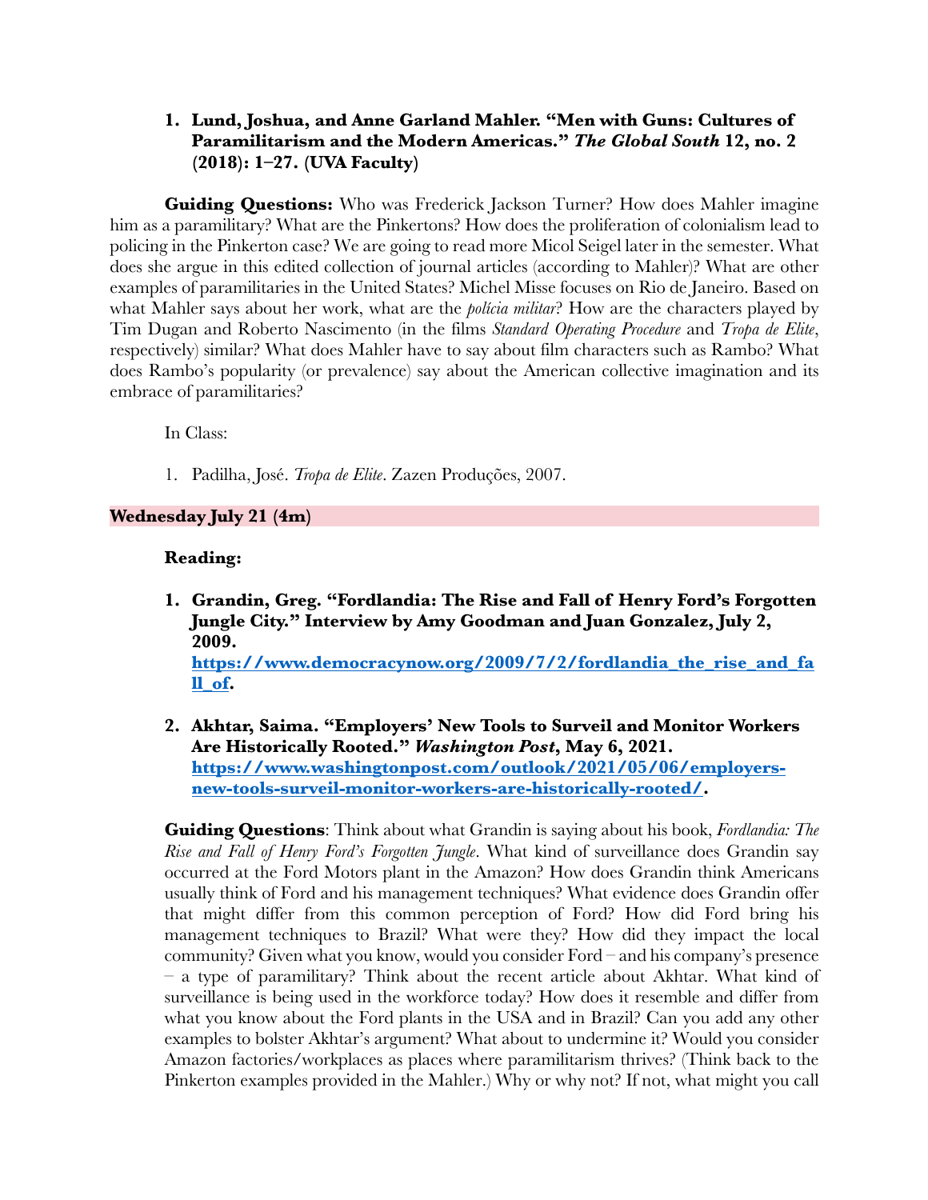1. **Lund, Joshua, and Anne Garland Mahler. "Men with Guns: Cultures of Paramilitarism and the Modern Americas."** ***The Global South*** **12, no. 2 (2018): 1–27. (UVA Faculty)**

**Guiding Questions:** Who was Frederick Jackson Turner? How does Mahler imagine him as a paramilitary? What are the Pinkertons? How does the proliferation of colonialism lead to policing in the Pinkerton case? We are going to read more Micol Seigel later in the semester. What does she argue in this edited collection of journal articles (according to Mahler)? What are other examples of paramilitaries in the United States? Michel Misse focuses on Rio de Janeiro. Based on what Mahler says about her work, what are the *polícia militar*? How are the characters played by Tim Dugan and Roberto Nascimento (in the films *Standard Operating Procedure* and *Tropa de Elite*, respectively) similar? What does Mahler have to say about film characters such as Rambo? What does Rambo's popularity (or prevalence) say about the American collective imagination and its embrace of paramilitaries?

In Class:

1. Padilha, José. *Tropa de Elite*. Zazen Produções, 2007.

**Wednesday July 21 (4m)**

**Reading:**

1. **Grandin, Greg. "Fordlandia: The Rise and Fall of Henry Ford's Forgotten Jungle City." Interview by Amy Goodman and Juan Gonzalez, July 2, 2009. [https://www.democracynow.org/2009/7/2/fordlandia_the_rise_and_fall_of](https://www.democracynow.org/2009/7/2/fordlandia_the_rise_and_fall_of).**

2. **Akhtar, Saima. "Employers' New Tools to Surveil and Monitor Workers Are Historically Rooted."** ***Washington Post*****, May 6, 2021. [https://www.washingtonpost.com/outlook/2021/05/06/employers-new-tools-surveil-monitor-workers-are-historically-rooted/](https://www.washingtonpost.com/outlook/2021/05/06/employers-new-tools-surveil-monitor-workers-are-historically-rooted/).**

**Guiding Questions**: Think about what Grandin is saying about his book, *Fordlandia: The Rise and Fall of Henry Ford's Forgotten Jungle*. What kind of surveillance does Grandin say occurred at the Ford Motors plant in the Amazon? How does Grandin think Americans usually think of Ford and his management techniques? What evidence does Grandin offer that might differ from this common perception of Ford? How did Ford bring his management techniques to Brazil? What were they? How did they impact the local community? Given what you know, would you consider Ford – and his company's presence – a type of paramilitary? Think about the recent article about Akhtar. What kind of surveillance is being used in the workforce today? How does it resemble and differ from what you know about the Ford plants in the USA and in Brazil? Can you add any other examples to bolster Akhtar's argument? What about to undermine it? Would you consider Amazon factories/workplaces as places where paramilitarism thrives? (Think back to the Pinkerton examples provided in the Mahler.) Why or why not? If not, what might you call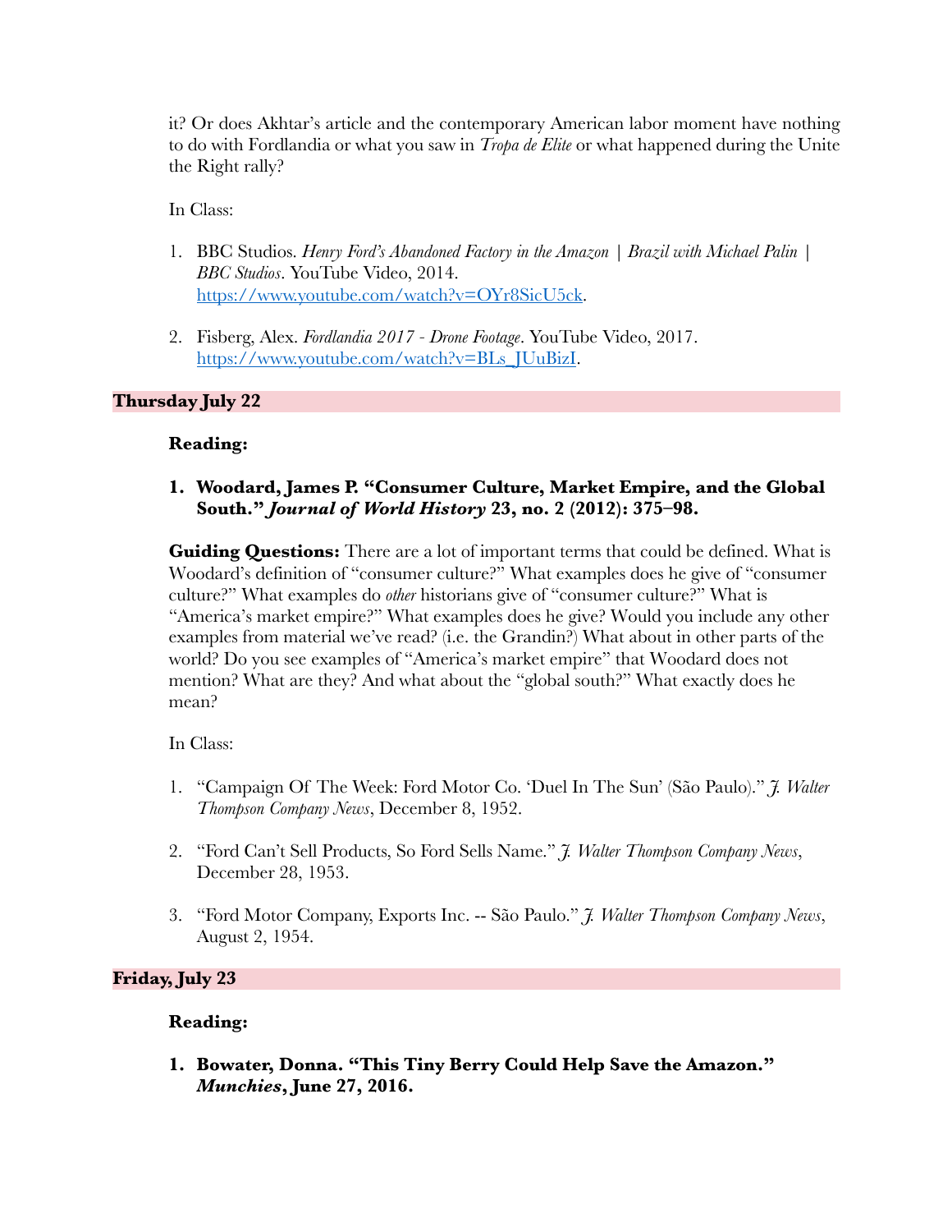it? Or does Akhtar's article and the contemporary American labor moment have nothing to do with Fordlandia or what you saw in *Tropa de Elite* or what happened during the Unite the Right rally?

In Class:

1. BBC Studios. *Henry Ford's Abandoned Factory in the Amazon | Brazil with Michael Palin | BBC Studios*. YouTube Video, 2014. https://www.youtube.com/watch?v=OYr8SicU5ck.

2. Fisberg, Alex. *Fordlandia 2017 - Drone Footage*. YouTube Video, 2017. https://www.youtube.com/watch?v=BLs_JUuBizI.

## Thursday July 22

**Reading:**

1. **Woodard, James P. "Consumer Culture, Market Empire, and the Global South."** ***Journal of World History*** **23, no. 2 (2012): 375–98.**

**Guiding Questions:** There are a lot of important terms that could be defined. What is Woodard's definition of "consumer culture?" What examples does he give of "consumer culture?" What examples do *other* historians give of "consumer culture?" What is "America's market empire?" What examples does he give? Would you include any other examples from material we've read? (i.e. the Grandin?) What about in other parts of the world? Do you see examples of "America's market empire" that Woodard does not mention? What are they? And what about the "global south?" What exactly does he mean?

In Class:

1. "Campaign Of The Week: Ford Motor Co. 'Duel In The Sun' (São Paulo)." *J. Walter Thompson Company News*, December 8, 1952.

2. "Ford Can't Sell Products, So Ford Sells Name." *J. Walter Thompson Company News*, December 28, 1953.

3. "Ford Motor Company, Exports Inc. -- São Paulo." *J. Walter Thompson Company News*, August 2, 1954.

## Friday, July 23

**Reading:**

1. **Bowater, Donna. "This Tiny Berry Could Help Save the Amazon."** ***Munchies*****, June 27, 2016.**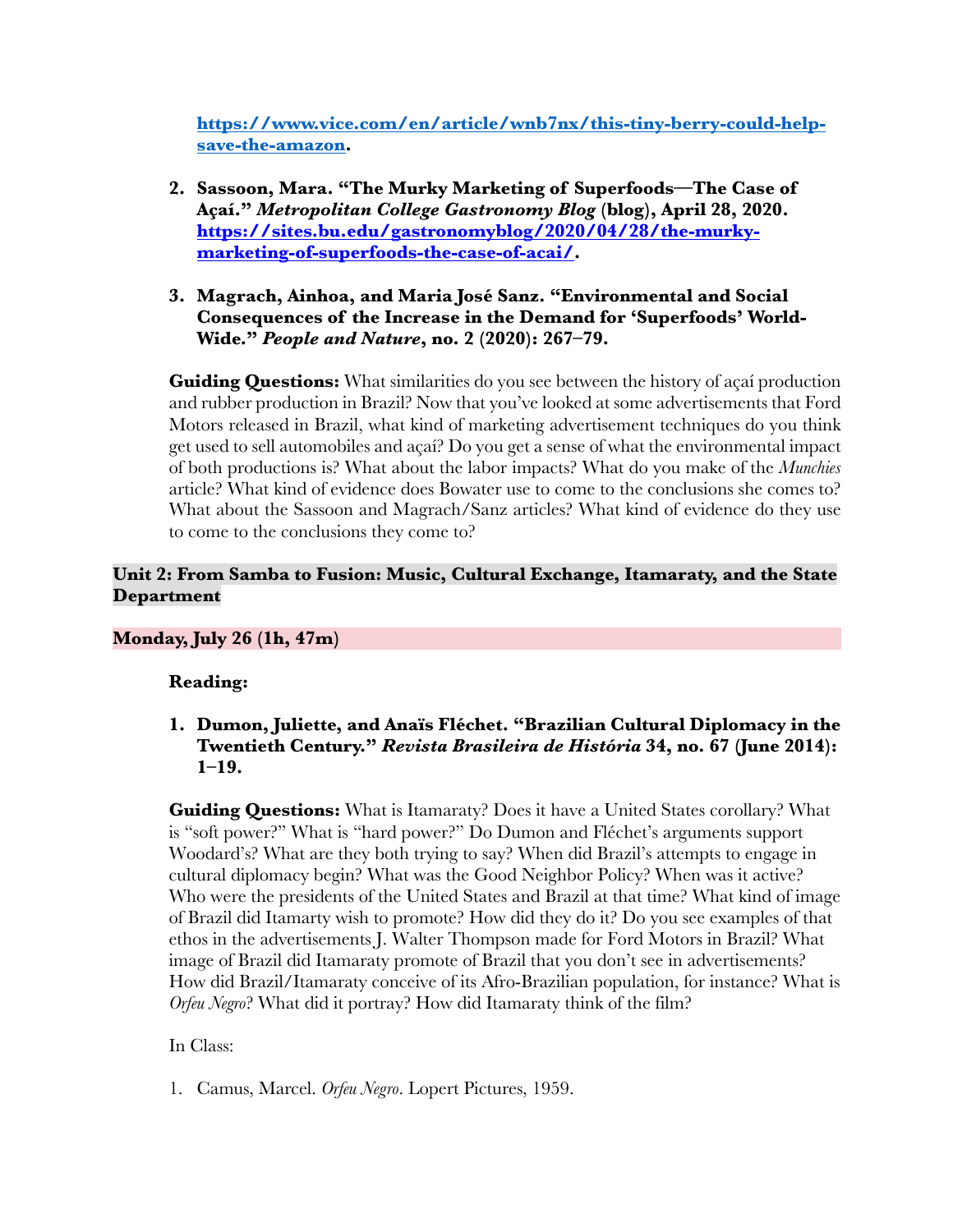**https://www.vice.com/en/article/wnb7nx/this-tiny-berry-could-help-save-the-amazon.**

2. **Sassoon, Mara. "The Murky Marketing of Superfoods—The Case of Açaí." *Metropolitan College Gastronomy Blog* (blog), April 28, 2020. https://sites.bu.edu/gastronomyblog/2020/04/28/the-murky-marketing-of-superfoods-the-case-of-acai/.**

3. **Magrach, Ainhoa, and Maria José Sanz. "Environmental and Social Consequences of the Increase in the Demand for 'Superfoods' World-Wide." *People and Nature*, no. 2 (2020): 267–79.**

**Guiding Questions:** What similarities do you see between the history of açaí production and rubber production in Brazil? Now that you've looked at some advertisements that Ford Motors released in Brazil, what kind of marketing advertisement techniques do you think get used to sell automobiles and açaí? Do you get a sense of what the environmental impact of both productions is? What about the labor impacts? What do you make of the *Munchies* article? What kind of evidence does Bowater use to come to the conclusions she comes to? What about the Sassoon and Magrach/Sanz articles? What kind of evidence do they use to come to the conclusions they come to?

## Unit 2: From Samba to Fusion: Music, Cultural Exchange, Itamaraty, and the State Department

### Monday, July 26 (1h, 47m)

**Reading:**

1. **Dumon, Juliette, and Anaïs Fléchet. "Brazilian Cultural Diplomacy in the Twentieth Century." *Revista Brasileira de História* 34, no. 67 (June 2014): 1–19.**

**Guiding Questions:** What is Itamaraty? Does it have a United States corollary? What is "soft power?" What is "hard power?" Do Dumon and Fléchet's arguments support Woodard's? What are they both trying to say? When did Brazil's attempts to engage in cultural diplomacy begin? What was the Good Neighbor Policy? When was it active? Who were the presidents of the United States and Brazil at that time? What kind of image of Brazil did Itamarty wish to promote? How did they do it? Do you see examples of that ethos in the advertisements J. Walter Thompson made for Ford Motors in Brazil? What image of Brazil did Itamaraty promote of Brazil that you don't see in advertisements? How did Brazil/Itamaraty conceive of its Afro-Brazilian population, for instance? What is *Orfeu Negro*? What did it portray? How did Itamaraty think of the film?

In Class:

1. Camus, Marcel. *Orfeu Negro*. Lopert Pictures, 1959.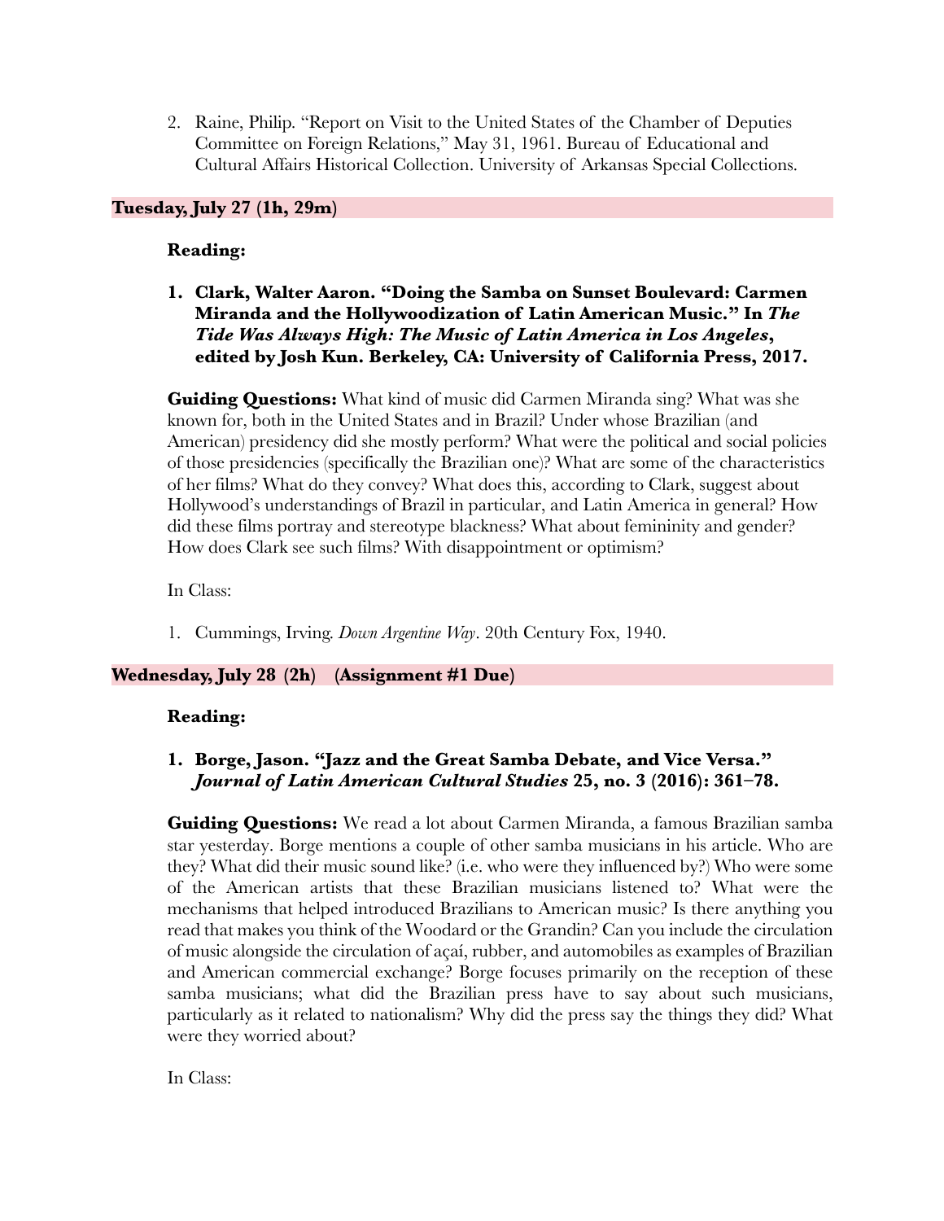2. Raine, Philip. "Report on Visit to the United States of the Chamber of Deputies Committee on Foreign Relations," May 31, 1961. Bureau of Educational and Cultural Affairs Historical Collection. University of Arkansas Special Collections.

## Tuesday, July 27 (1h, 29m)

**Reading:**

1. **Clark, Walter Aaron. "Doing the Samba on Sunset Boulevard: Carmen Miranda and the Hollywoodization of Latin American Music." In *The Tide Was Always High: The Music of Latin America in Los Angeles*, edited by Josh Kun. Berkeley, CA: University of California Press, 2017.**

**Guiding Questions:** What kind of music did Carmen Miranda sing? What was she known for, both in the United States and in Brazil? Under whose Brazilian (and American) presidency did she mostly perform? What were the political and social policies of those presidencies (specifically the Brazilian one)? What are some of the characteristics of her films? What do they convey? What does this, according to Clark, suggest about Hollywood's understandings of Brazil in particular, and Latin America in general? How did these films portray and stereotype blackness? What about femininity and gender? How does Clark see such films? With disappointment or optimism?

In Class:

1. Cummings, Irving. *Down Argentine Way*. 20th Century Fox, 1940.

## Wednesday, July 28 (2h) (Assignment #1 Due)

**Reading:**

1. **Borge, Jason. "Jazz and the Great Samba Debate, and Vice Versa." *Journal of Latin American Cultural Studies* 25, no. 3 (2016): 361–78.**

**Guiding Questions:** We read a lot about Carmen Miranda, a famous Brazilian samba star yesterday. Borge mentions a couple of other samba musicians in his article. Who are they? What did their music sound like? (i.e. who were they influenced by?) Who were some of the American artists that these Brazilian musicians listened to? What were the mechanisms that helped introduced Brazilians to American music? Is there anything you read that makes you think of the Woodard or the Grandin? Can you include the circulation of music alongside the circulation of açaí, rubber, and automobiles as examples of Brazilian and American commercial exchange? Borge focuses primarily on the reception of these samba musicians; what did the Brazilian press have to say about such musicians, particularly as it related to nationalism? Why did the press say the things they did? What were they worried about?

In Class: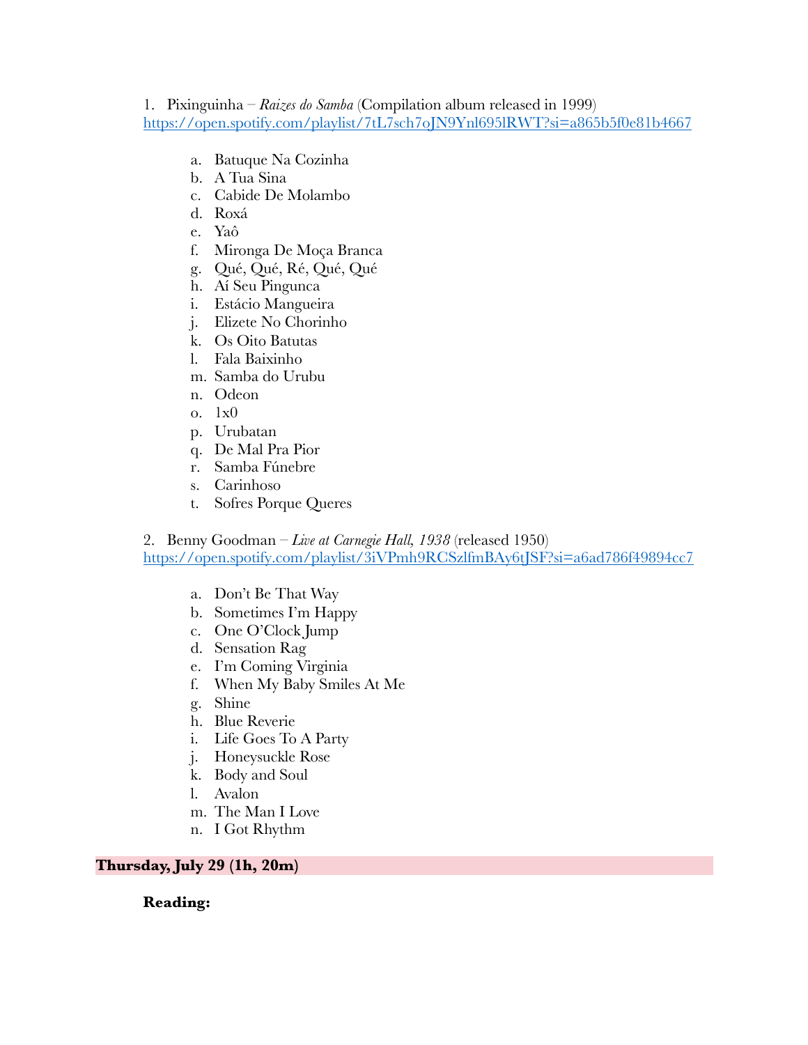1. Pixinguinha – *Raizes do Samba* (Compilation album released in 1999)
[https://open.spotify.com/playlist/7tL7sch7oJN9Ynl695lRWT?si=a865b5f0e81b4667](https://open.spotify.com/playlist/7tL7sch7oJN9Ynl695lRWT?si=a865b5f0e81b4667)

   a. Batuque Na Cozinha
   b. A Tua Sina
   c. Cabide De Molambo
   d. Roxá
   e. Yaô
   f. Mironga De Moça Branca
   g. Qué, Qué, Ré, Qué, Qué
   h. Aí Seu Pingunca
   i. Estácio Mangueira
   j. Elizete No Chorinho
   k. Os Oito Batutas
   l. Fala Baixinho
   m. Samba do Urubu
   n. Odeon
   o. 1x0
   p. Urubatan
   q. De Mal Pra Pior
   r. Samba Fúnebre
   s. Carinhoso
   t. Sofres Porque Queres

2. Benny Goodman – *Live at Carnegie Hall, 1938* (released 1950)
[https://open.spotify.com/playlist/3iVPmh9RCSzlfmBAy6tJSF?si=a6ad786f49894cc7](https://open.spotify.com/playlist/3iVPmh9RCSzlfmBAy6tJSF?si=a6ad786f49894cc7)

   a. Don't Be That Way
   b. Sometimes I'm Happy
   c. One O'Clock Jump
   d. Sensation Rag
   e. I'm Coming Virginia
   f. When My Baby Smiles At Me
   g. Shine
   h. Blue Reverie
   i. Life Goes To A Party
   j. Honeysuckle Rose
   k. Body and Soul
   l. Avalon
   m. The Man I Love
   n. I Got Rhythm

**Thursday, July 29 (1h, 20m)**

**Reading:**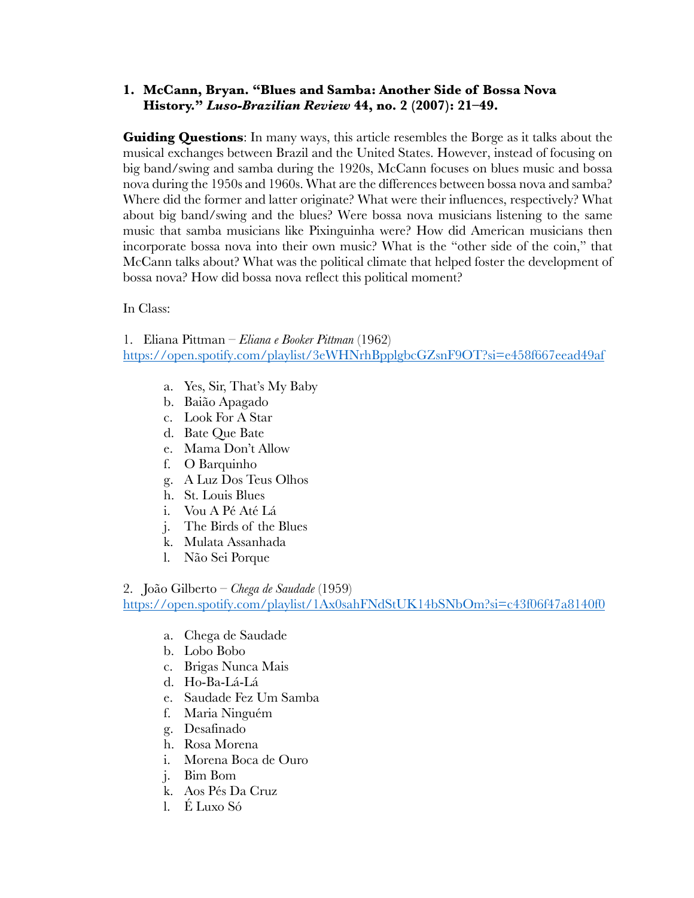1. **McCann, Bryan. "Blues and Samba: Another Side of Bossa Nova History."** ***Luso-Brazilian Review*** **44, no. 2 (2007): 21–49.**

**Guiding Questions**: In many ways, this article resembles the Borge as it talks about the musical exchanges between Brazil and the United States. However, instead of focusing on big band/swing and samba during the 1920s, McCann focuses on blues music and bossa nova during the 1950s and 1960s. What are the differences between bossa nova and samba? Where did the former and latter originate? What were their influences, respectively? What about big band/swing and the blues? Were bossa nova musicians listening to the same music that samba musicians like Pixinguinha were? How did American musicians then incorporate bossa nova into their own music? What is the "other side of the coin," that McCann talks about? What was the political climate that helped foster the development of bossa nova? How did bossa nova reflect this political moment?

In Class:

1. Eliana Pittman – *Eliana e Booker Pittman* (1962)
https://open.spotify.com/playlist/3eWHNrhBpplgbcGZsnF9OT?si=e458f667eead49af

   a. Yes, Sir, That's My Baby
   b. Baião Apagado
   c. Look For A Star
   d. Bate Que Bate
   e. Mama Don't Allow
   f. O Barquinho
   g. A Luz Dos Teus Olhos
   h. St. Louis Blues
   i. Vou A Pé Até Lá
   j. The Birds of the Blues
   k. Mulata Assanhada
   l. Não Sei Porque

2. João Gilberto – *Chega de Saudade* (1959)
https://open.spotify.com/playlist/1Ax0sahFNdStUK14bSNbOm?si=c43f06f47a8140f0

   a. Chega de Saudade
   b. Lobo Bobo
   c. Brigas Nunca Mais
   d. Ho-Ba-Lá-Lá
   e. Saudade Fez Um Samba
   f. Maria Ninguém
   g. Desafinado
   h. Rosa Morena
   i. Morena Boca de Ouro
   j. Bim Bom
   k. Aos Pés Da Cruz
   l. É Luxo Só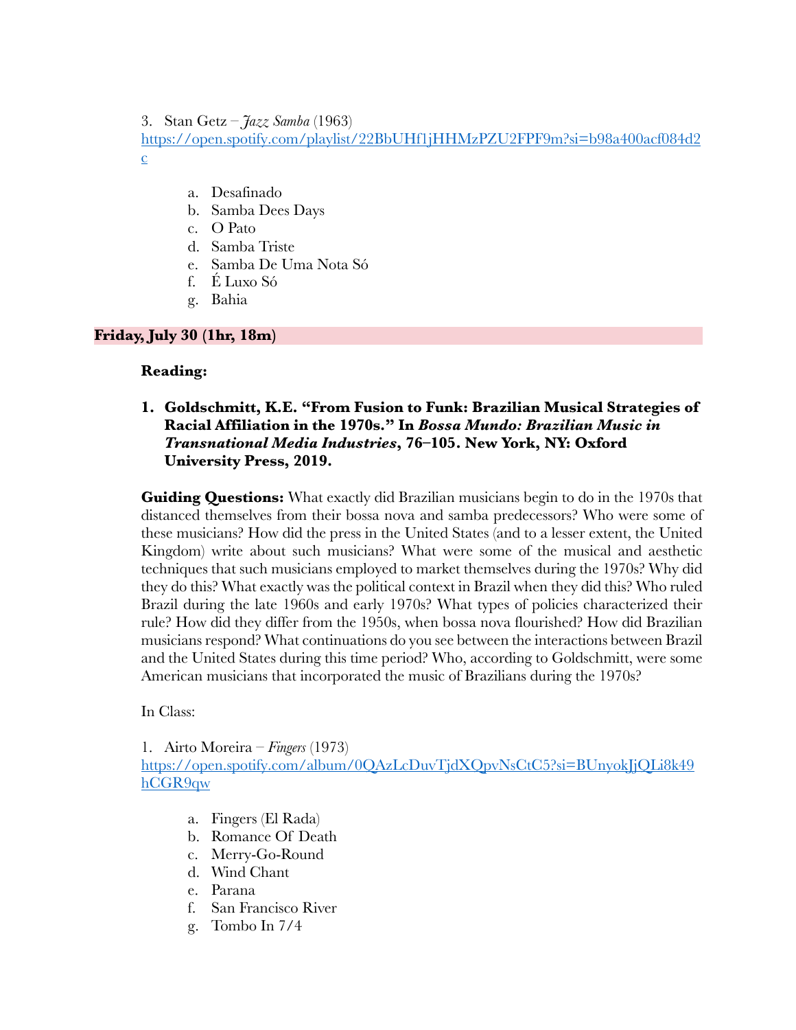3. Stan Getz – *Jazz Samba* (1963)
https://open.spotify.com/playlist/22BbUHf1jHHMzPZU2FPF9m?si=b98a400acf084d2c

   a. Desafinado
   b. Samba Dees Days
   c. O Pato
   d. Samba Triste
   e. Samba De Uma Nota Só
   f. É Luxo Só
   g. Bahia

**Friday, July 30 (1hr, 18m)**

**Reading:**

1. **Goldschmitt, K.E. "From Fusion to Funk: Brazilian Musical Strategies of Racial Affiliation in the 1970s." In *Bossa Mundo: Brazilian Music in Transnational Media Industries*, 76–105. New York, NY: Oxford University Press, 2019.**

**Guiding Questions:** What exactly did Brazilian musicians begin to do in the 1970s that distanced themselves from their bossa nova and samba predecessors? Who were some of these musicians? How did the press in the United States (and to a lesser extent, the United Kingdom) write about such musicians? What were some of the musical and aesthetic techniques that such musicians employed to market themselves during the 1970s? Why did they do this? What exactly was the political context in Brazil when they did this? Who ruled Brazil during the late 1960s and early 1970s? What types of policies characterized their rule? How did they differ from the 1950s, when bossa nova flourished? How did Brazilian musicians respond? What continuations do you see between the interactions between Brazil and the United States during this time period? Who, according to Goldschmitt, were some American musicians that incorporated the music of Brazilians during the 1970s?

In Class:

1. Airto Moreira – *Fingers* (1973)
https://open.spotify.com/album/0QAzLcDuvTjdXQpvNsCtC5?si=BUnyokJjQLi8k49hCGR9qw

   a. Fingers (El Rada)
   b. Romance Of Death
   c. Merry-Go-Round
   d. Wind Chant
   e. Parana
   f. San Francisco River
   g. Tombo In 7/4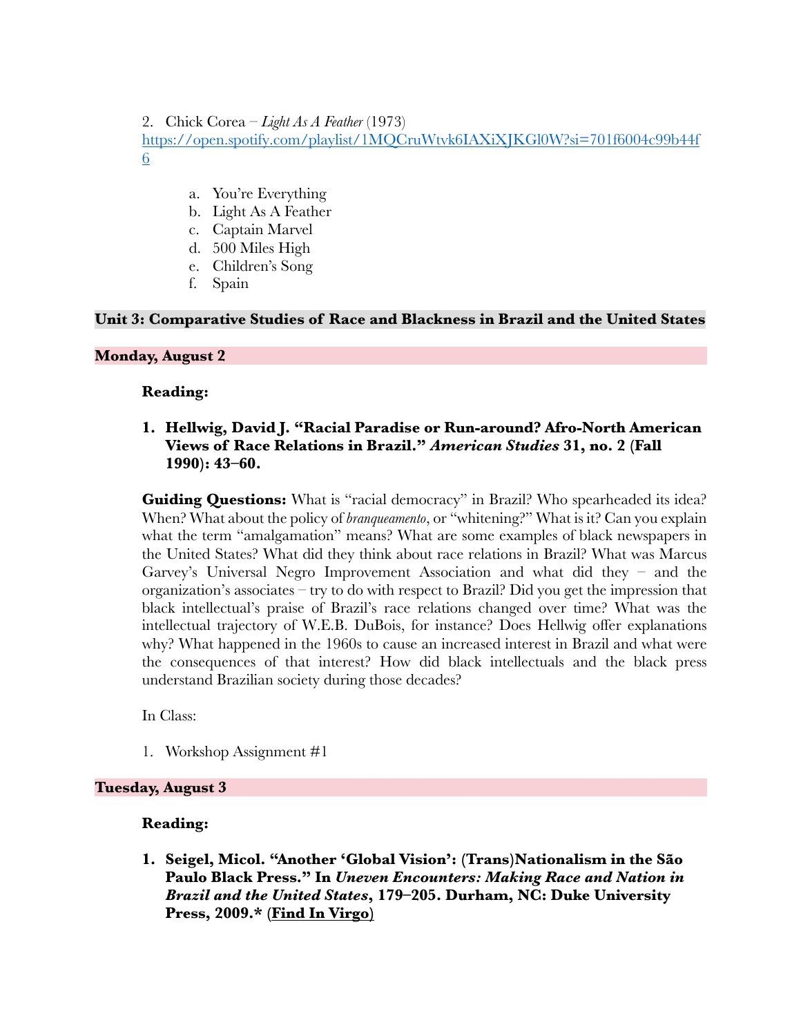2. Chick Corea – *Light As A Feather* (1973)
https://open.spotify.com/playlist/1MQCruWtvk6IAXiXJKGl0W?si=701f6004c99b44f6

   a. You're Everything
   b. Light As A Feather
   c. Captain Marvel
   d. 500 Miles High
   e. Children's Song
   f. Spain

## Unit 3: Comparative Studies of Race and Blackness in Brazil and the United States

### Monday, August 2

**Reading:**

1. **Hellwig, David J. "Racial Paradise or Run-around? Afro-North American Views of Race Relations in Brazil." *American Studies* 31, no. 2 (Fall 1990): 43–60.**

**Guiding Questions:** What is "racial democracy" in Brazil? Who spearheaded its idea? When? What about the policy of *branqueamento*, or "whitening?" What is it? Can you explain what the term "amalgamation" means? What are some examples of black newspapers in the United States? What did they think about race relations in Brazil? What was Marcus Garvey's Universal Negro Improvement Association and what did they – and the organization's associates – try to do with respect to Brazil? Did you get the impression that black intellectual's praise of Brazil's race relations changed over time? What was the intellectual trajectory of W.E.B. DuBois, for instance? Does Hellwig offer explanations why? What happened in the 1960s to cause an increased interest in Brazil and what were the consequences of that interest? How did black intellectuals and the black press understand Brazilian society during those decades?

In Class:

1. Workshop Assignment #1

### Tuesday, August 3

**Reading:**

1. **Seigel, Micol. "Another 'Global Vision': (Trans)Nationalism in the São Paulo Black Press." In *Uneven Encounters: Making Race and Nation in Brazil and the United States*, 179–205. Durham, NC: Duke University Press, 2009.* (Find In Virgo)**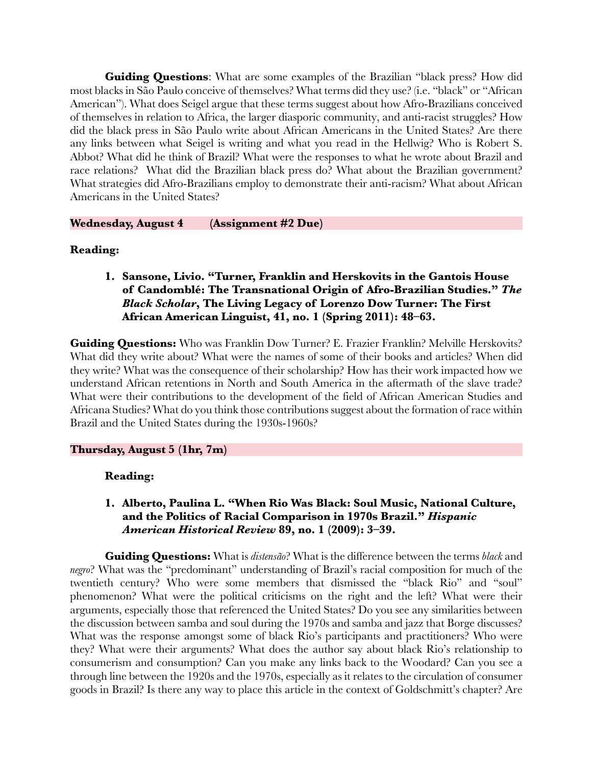**Guiding Questions**: What are some examples of the Brazilian "black press? How did most blacks in São Paulo conceive of themselves? What terms did they use? (i.e. "black" or "African American"). What does Seigel argue that these terms suggest about how Afro-Brazilians conceived of themselves in relation to Africa, the larger diasporic community, and anti-racist struggles? How did the black press in São Paulo write about African Americans in the United States? Are there any links between what Seigel is writing and what you read in the Hellwig? Who is Robert S. Abbot? What did he think of Brazil? What were the responses to what he wrote about Brazil and race relations? What did the Brazilian black press do? What about the Brazilian government? What strategies did Afro-Brazilians employ to demonstrate their anti-racism? What about African Americans in the United States?

**Wednesday, August 4 (Assignment #2 Due)**

**Reading:**

1. **Sansone, Livio. "Turner, Franklin and Herskovits in the Gantois House of Candomblé: The Transnational Origin of Afro-Brazilian Studies."** ***The Black Scholar*****, The Living Legacy of Lorenzo Dow Turner: The First African American Linguist, 41, no. 1 (Spring 2011): 48–63.**

**Guiding Questions:** Who was Franklin Dow Turner? E. Frazier Franklin? Melville Herskovits? What did they write about? What were the names of some of their books and articles? When did they write? What was the consequence of their scholarship? How has their work impacted how we understand African retentions in North and South America in the aftermath of the slave trade? What were their contributions to the development of the field of African American Studies and Africana Studies? What do you think those contributions suggest about the formation of race within Brazil and the United States during the 1930s-1960s?

**Thursday, August 5 (1hr, 7m)**

**Reading:**

1. **Alberto, Paulina L. "When Rio Was Black: Soul Music, National Culture, and the Politics of Racial Comparison in 1970s Brazil."** ***Hispanic American Historical Review*** **89, no. 1 (2009): 3–39.**

**Guiding Questions:** What is *distensão*? What is the difference between the terms *black* and *negro*? What was the "predominant" understanding of Brazil's racial composition for much of the twentieth century? Who were some members that dismissed the "black Rio" and "soul" phenomenon? What were the political criticisms on the right and the left? What were their arguments, especially those that referenced the United States? Do you see any similarities between the discussion between samba and soul during the 1970s and samba and jazz that Borge discusses? What was the response amongst some of black Rio's participants and practitioners? Who were they? What were their arguments? What does the author say about black Rio's relationship to consumerism and consumption? Can you make any links back to the Woodard? Can you see a through line between the 1920s and the 1970s, especially as it relates to the circulation of consumer goods in Brazil? Is there any way to place this article in the context of Goldschmitt's chapter? Are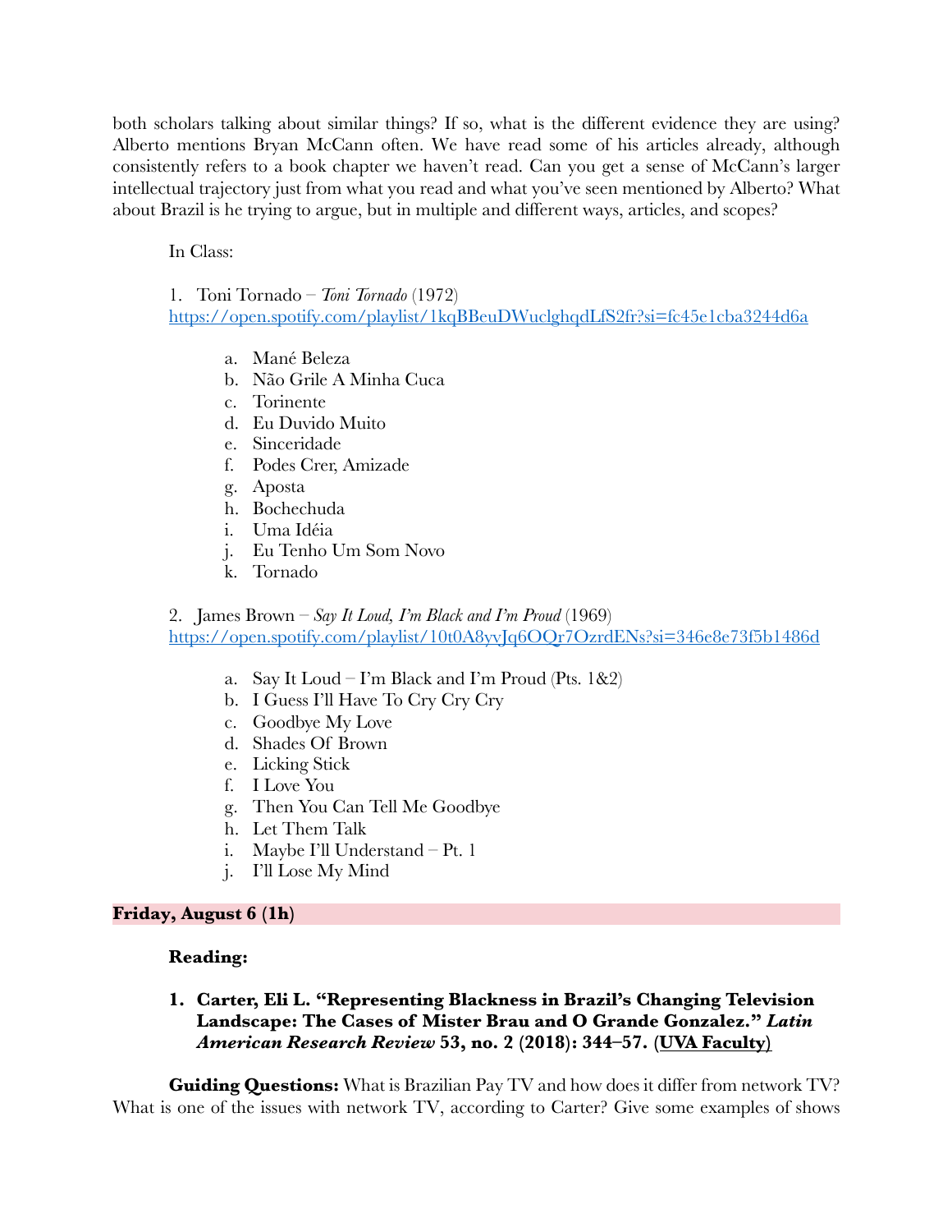both scholars talking about similar things? If so, what is the different evidence they are using? Alberto mentions Bryan McCann often. We have read some of his articles already, although consistently refers to a book chapter we haven't read. Can you get a sense of McCann's larger intellectual trajectory just from what you read and what you've seen mentioned by Alberto? What about Brazil is he trying to argue, but in multiple and different ways, articles, and scopes?

In Class:

1. Toni Tornado – *Toni Tornado* (1972)
[https://open.spotify.com/playlist/1kqBBeuDWuclghqdLfS2fr?si=fc45e1cba3244d6a](https://open.spotify.com/playlist/1kqBBeuDWuclghqdLfS2fr?si=fc45e1cba3244d6a)

   a. Mané Beleza
   b. Não Grile A Minha Cuca
   c. Torinente
   d. Eu Duvido Muito
   e. Sinceridade
   f. Podes Crer, Amizade
   g. Aposta
   h. Bochechuda
   i. Uma Idéia
   j. Eu Tenho Um Som Novo
   k. Tornado

2. James Brown – *Say It Loud, I'm Black and I'm Proud* (1969)
[https://open.spotify.com/playlist/10t0A8yvJq6OQr7OzrdENs?si=346e8e73f5b1486d](https://open.spotify.com/playlist/10t0A8yvJq6OQr7OzrdENs?si=346e8e73f5b1486d)

   a. Say It Loud – I'm Black and I'm Proud (Pts. 1&2)
   b. I Guess I'll Have To Cry Cry Cry
   c. Goodbye My Love
   d. Shades Of Brown
   e. Licking Stick
   f. I Love You
   g. Then You Can Tell Me Goodbye
   h. Let Them Talk
   i. Maybe I'll Understand – Pt. 1
   j. I'll Lose My Mind

**Friday, August 6 (1h)**

**Reading:**

1. **Carter, Eli L. "Representing Blackness in Brazil's Changing Television Landscape: The Cases of Mister Brau and O Grande Gonzalez."** ***Latin American Research Review*** **53, no. 2 (2018): 344–57. (UVA Faculty)**

**Guiding Questions:** What is Brazilian Pay TV and how does it differ from network TV? What is one of the issues with network TV, according to Carter? Give some examples of shows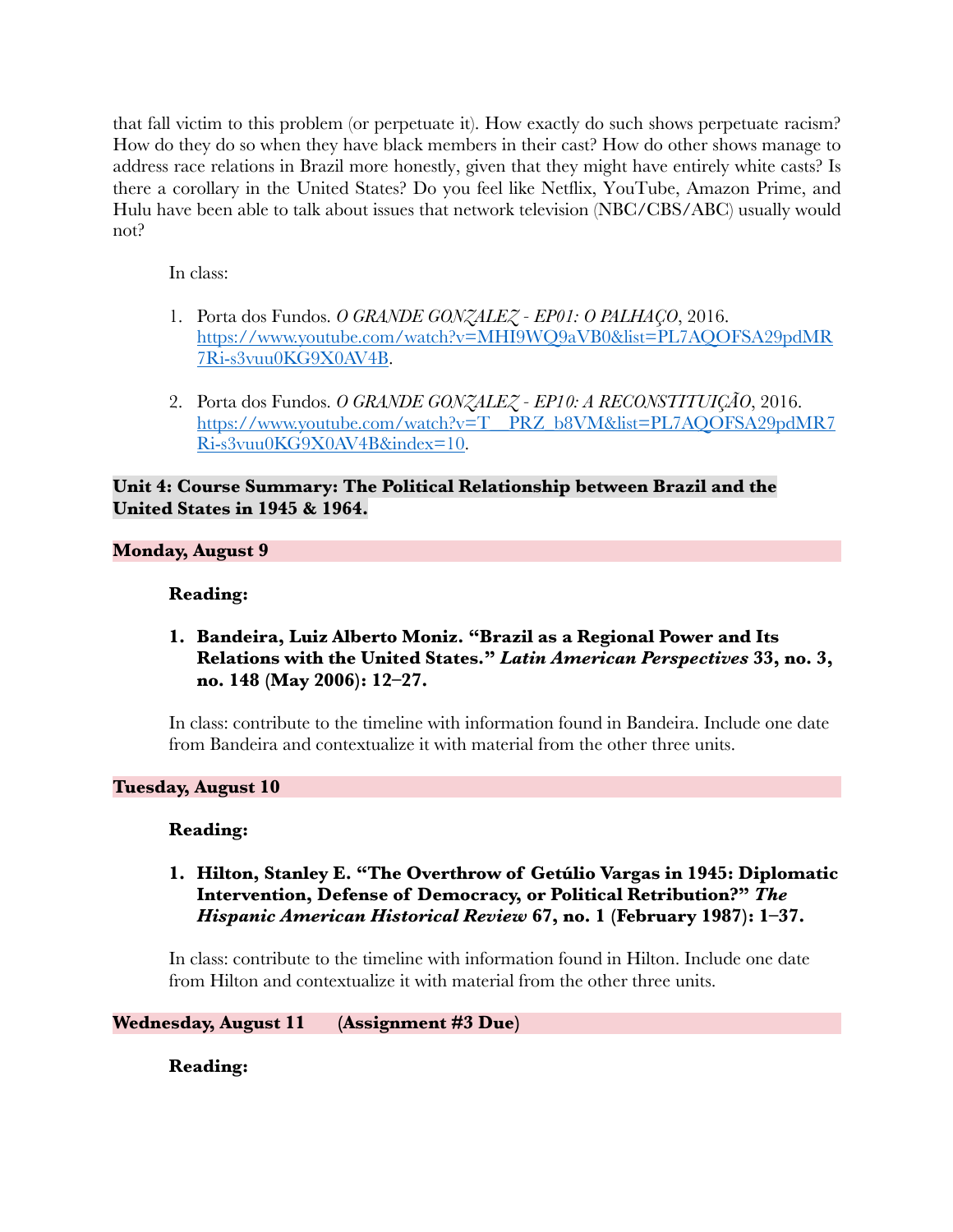that fall victim to this problem (or perpetuate it). How exactly do such shows perpetuate racism? How do they do so when they have black members in their cast? How do other shows manage to address race relations in Brazil more honestly, given that they might have entirely white casts? Is there a corollary in the United States? Do you feel like Netflix, YouTube, Amazon Prime, and Hulu have been able to talk about issues that network television (NBC/CBS/ABC) usually would not?

In class:

1. Porta dos Fundos. *O GRANDE GONZALEZ - EP01: O PALHAÇO*, 2016. [https://www.youtube.com/watch?v=MHI9WQ9aVB0&list=PL7AQOFSA29pdMR7Ri-s3vuu0KG9X0AV4B](https://www.youtube.com/watch?v=MHI9WQ9aVB0&list=PL7AQOFSA29pdMR7Ri-s3vuu0KG9X0AV4B).

2. Porta dos Fundos. *O GRANDE GONZALEZ - EP10: A RECONSTITUIÇÃO*, 2016. [https://www.youtube.com/watch?v=T__PRZ_b8VM&list=PL7AQOFSA29pdMR7Ri-s3vuu0KG9X0AV4B&index=10](https://www.youtube.com/watch?v=T__PRZ_b8VM&list=PL7AQOFSA29pdMR7Ri-s3vuu0KG9X0AV4B&index=10).

**Unit 4: Course Summary: The Political Relationship between Brazil and the United States in 1945 & 1964.**

**Monday, August 9**

**Reading:**

1. **Bandeira, Luiz Alberto Moniz. "Brazil as a Regional Power and Its Relations with the United States."** ***Latin American Perspectives*** **33, no. 3, no. 148 (May 2006): 12–27.**

In class: contribute to the timeline with information found in Bandeira. Include one date from Bandeira and contextualize it with material from the other three units.

**Tuesday, August 10**

**Reading:**

1. **Hilton, Stanley E. "The Overthrow of Getúlio Vargas in 1945: Diplomatic Intervention, Defense of Democracy, or Political Retribution?"** ***The Hispanic American Historical Review*** **67, no. 1 (February 1987): 1–37.**

In class: contribute to the timeline with information found in Hilton. Include one date from Hilton and contextualize it with material from the other three units.

**Wednesday, August 11 (Assignment #3 Due)**

**Reading:**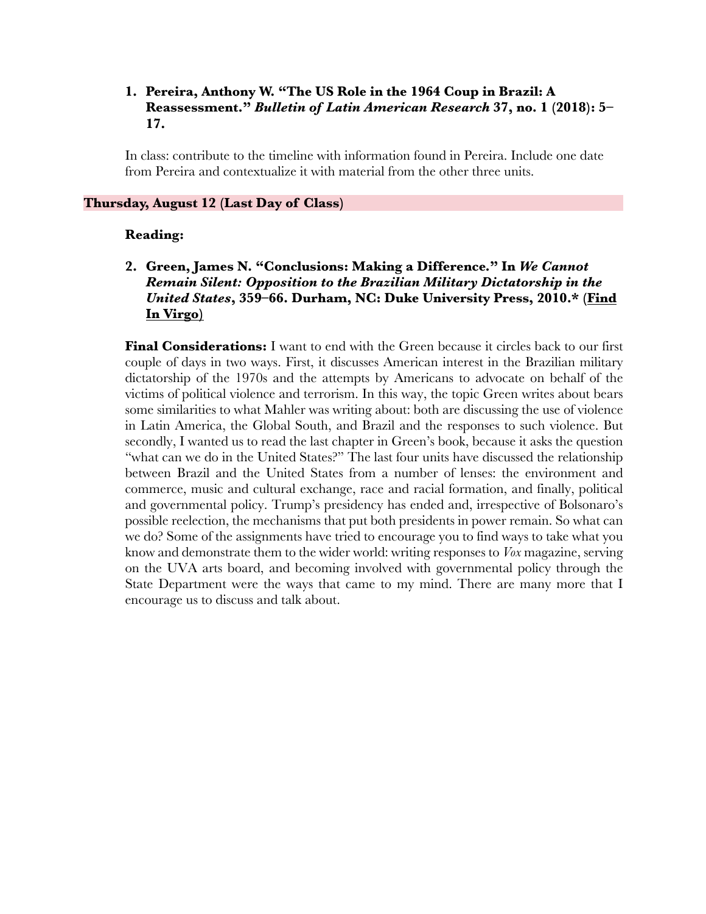1. **Pereira, Anthony W. "The US Role in the 1964 Coup in Brazil: A Reassessment."** ***Bulletin of Latin American Research*** **37, no. 1 (2018): 5–17.**

In class: contribute to the timeline with information found in Pereira. Include one date from Pereira and contextualize it with material from the other three units.

**Thursday, August 12 (Last Day of Class)**

**Reading:**

2. **Green, James N. "Conclusions: Making a Difference." In** ***We Cannot Remain Silent: Opposition to the Brazilian Military Dictatorship in the United States*****, 359–66. Durham, NC: Duke University Press, 2010.* (Find In Virgo)**

**Final Considerations:** I want to end with the Green because it circles back to our first couple of days in two ways. First, it discusses American interest in the Brazilian military dictatorship of the 1970s and the attempts by Americans to advocate on behalf of the victims of political violence and terrorism. In this way, the topic Green writes about bears some similarities to what Mahler was writing about: both are discussing the use of violence in Latin America, the Global South, and Brazil and the responses to such violence. But secondly, I wanted us to read the last chapter in Green's book, because it asks the question "what can we do in the United States?" The last four units have discussed the relationship between Brazil and the United States from a number of lenses: the environment and commerce, music and cultural exchange, race and racial formation, and finally, political and governmental policy. Trump's presidency has ended and, irrespective of Bolsonaro's possible reelection, the mechanisms that put both presidents in power remain. So what can we do? Some of the assignments have tried to encourage you to find ways to take what you know and demonstrate them to the wider world: writing responses to *Vox* magazine, serving on the UVA arts board, and becoming involved with governmental policy through the State Department were the ways that came to my mind. There are many more that I encourage us to discuss and talk about.